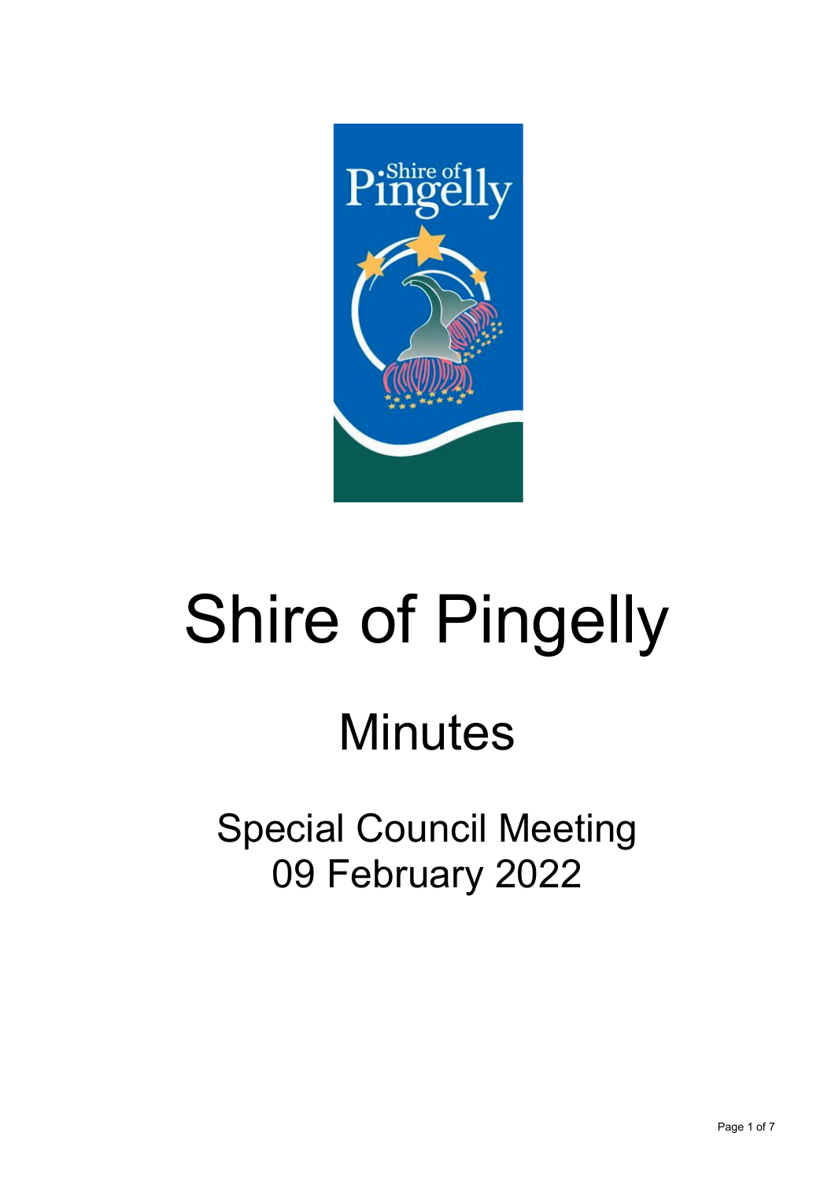# Shire of Pingelly

## Minutes

### Special Council Meeting
### 09 February 2022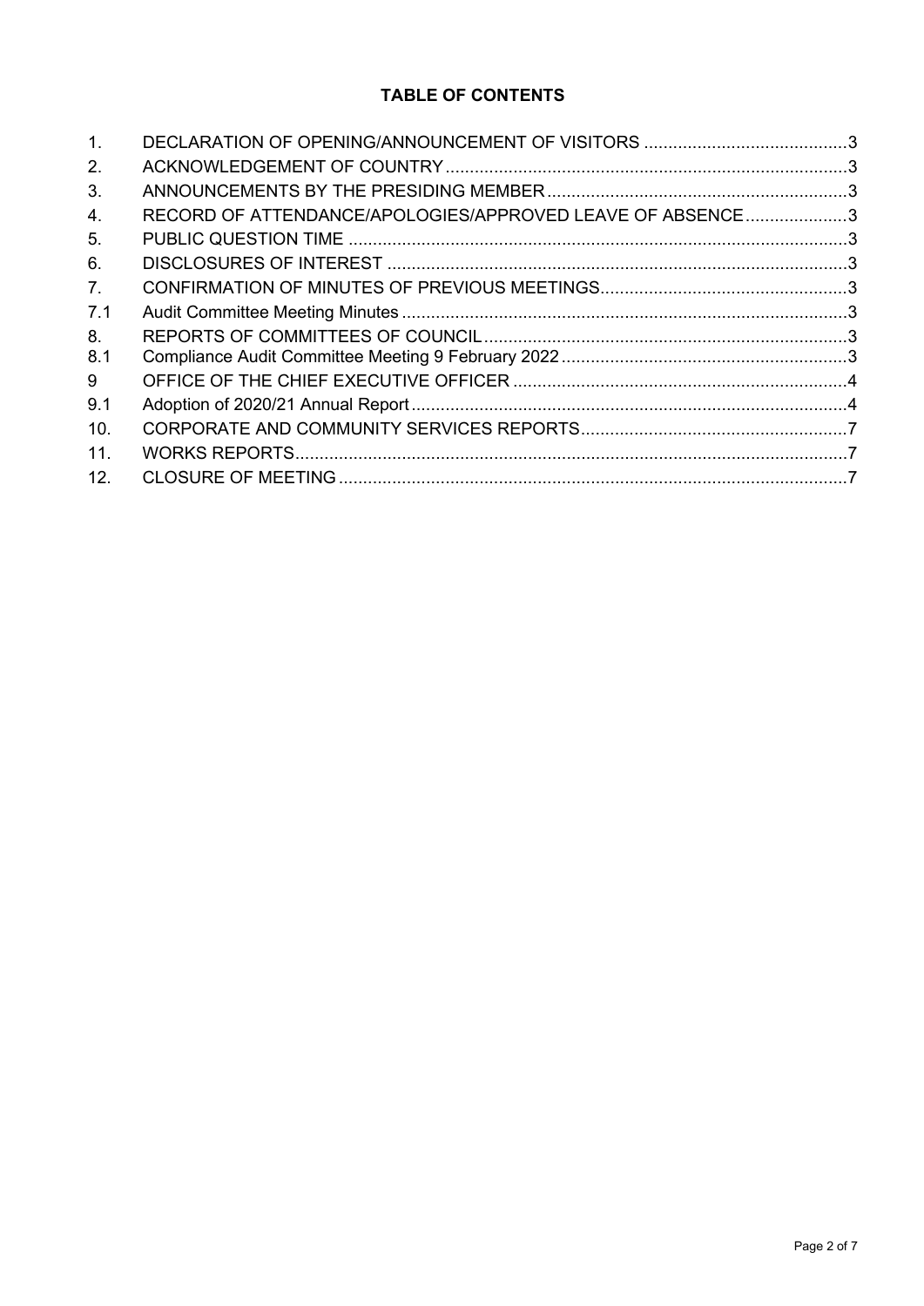**TABLE OF CONTENTS**

| | | |
|---|---|---|
| 1. | DECLARATION OF OPENING/ANNOUNCEMENT OF VISITORS | 3 |
| 2. | ACKNOWLEDGEMENT OF COUNTRY | 3 |
| 3. | ANNOUNCEMENTS BY THE PRESIDING MEMBER | 3 |
| 4. | RECORD OF ATTENDANCE/APOLOGIES/APPROVED LEAVE OF ABSENCE | 3 |
| 5. | PUBLIC QUESTION TIME | 3 |
| 6. | DISCLOSURES OF INTEREST | 3 |
| 7. | CONFIRMATION OF MINUTES OF PREVIOUS MEETINGS | 3 |
| 7.1 | Audit Committee Meeting Minutes | 3 |
| 8. | REPORTS OF COMMITTEES OF COUNCIL | 3 |
| 8.1 | Compliance Audit Committee Meeting 9 February 2022 | 3 |
| 9 | OFFICE OF THE CHIEF EXECUTIVE OFFICER | 4 |
| 9.1 | Adoption of 2020/21 Annual Report | 4 |
| 10. | CORPORATE AND COMMUNITY SERVICES REPORTS | 7 |
| 11. | WORKS REPORTS | 7 |
| 12. | CLOSURE OF MEETING | 7 |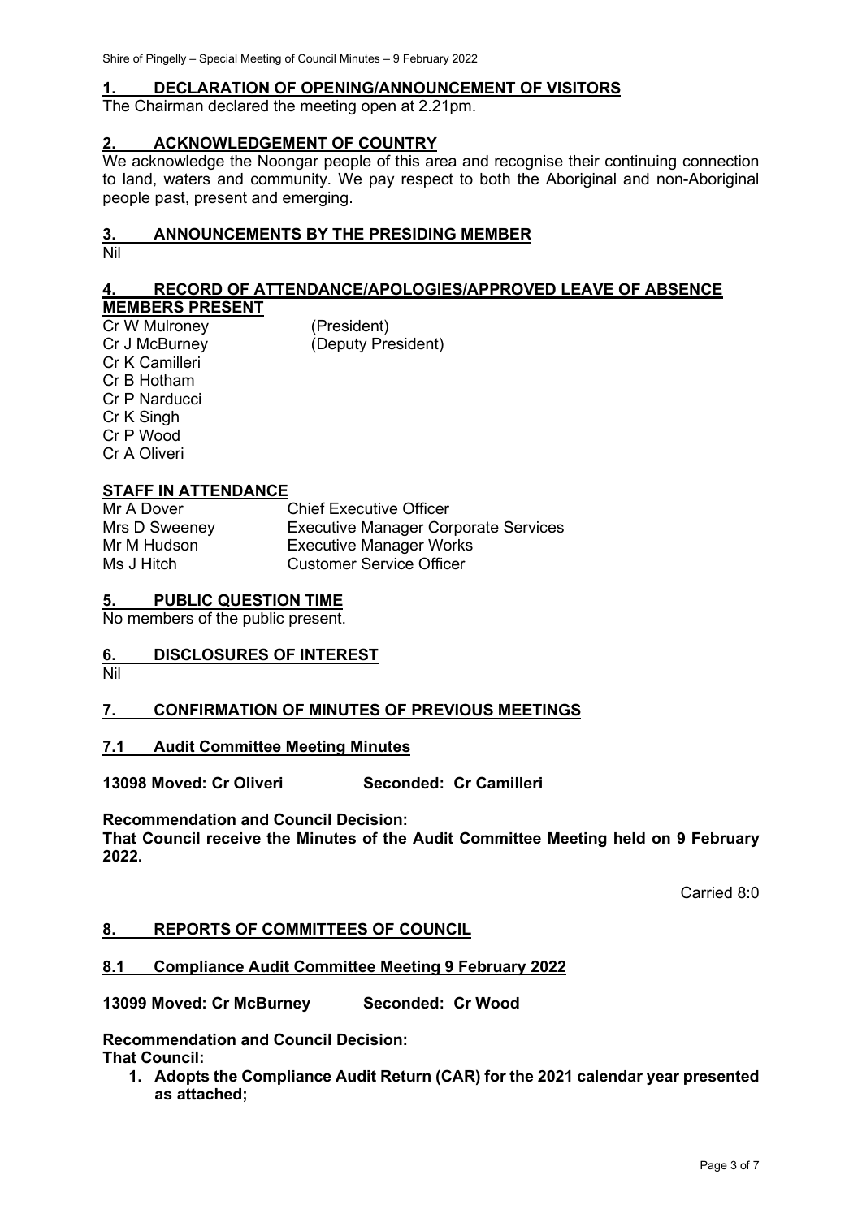## 1. DECLARATION OF OPENING/ANNOUNCEMENT OF VISITORS

The Chairman declared the meeting open at 2.21pm.

## 2. ACKNOWLEDGEMENT OF COUNTRY

We acknowledge the Noongar people of this area and recognise their continuing connection to land, waters and community. We pay respect to both the Aboriginal and non-Aboriginal people past, present and emerging.

## 3. ANNOUNCEMENTS BY THE PRESIDING MEMBER

Nil

## 4. RECORD OF ATTENDANCE/APOLOGIES/APPROVED LEAVE OF ABSENCE

**MEMBERS PRESENT**

Cr W Mulroney (President)
Cr J McBurney (Deputy President)
Cr K Camilleri
Cr B Hotham
Cr P Narducci
Cr K Singh
Cr P Wood
Cr A Oliveri

**STAFF IN ATTENDANCE**

| | |
|---|---|
| Mr A Dover | Chief Executive Officer |
| Mrs D Sweeney | Executive Manager Corporate Services |
| Mr M Hudson | Executive Manager Works |
| Ms J Hitch | Customer Service Officer |

## 5. PUBLIC QUESTION TIME

No members of the public present.

## 6. DISCLOSURES OF INTEREST

Nil

## 7. CONFIRMATION OF MINUTES OF PREVIOUS MEETINGS

### 7.1 Audit Committee Meeting Minutes

**13098 Moved: Cr Oliveri Seconded: Cr Camilleri**

**Recommendation and Council Decision:**
**That Council receive the Minutes of the Audit Committee Meeting held on 9 February 2022.**

Carried 8:0

## 8. REPORTS OF COMMITTEES OF COUNCIL

### 8.1 Compliance Audit Committee Meeting 9 February 2022

**13099 Moved: Cr McBurney Seconded: Cr Wood**

**Recommendation and Council Decision:**
**That Council:**

1. **Adopts the Compliance Audit Return (CAR) for the 2021 calendar year presented as attached;**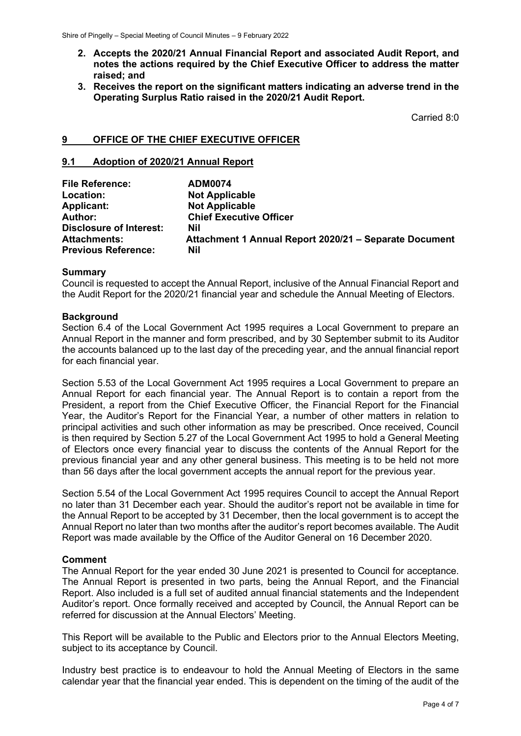2. **Accepts the 2020/21 Annual Financial Report and associated Audit Report, and notes the actions required by the Chief Executive Officer to address the matter raised; and**
3. **Receives the report on the significant matters indicating an adverse trend in the Operating Surplus Ratio raised in the 2020/21 Audit Report.**

Carried 8:0

## 9 OFFICE OF THE CHIEF EXECUTIVE OFFICER

### 9.1 Adoption of 2020/21 Annual Report

| | |
|---|---|
| **File Reference:** | **ADM0074** |
| **Location:** | **Not Applicable** |
| **Applicant:** | **Not Applicable** |
| **Author:** | **Chief Executive Officer** |
| **Disclosure of Interest:** | **Nil** |
| **Attachments:** | **Attachment 1 Annual Report 2020/21 – Separate Document** |
| **Previous Reference:** | **Nil** |

**Summary**

Council is requested to accept the Annual Report, inclusive of the Annual Financial Report and the Audit Report for the 2020/21 financial year and schedule the Annual Meeting of Electors.

**Background**

Section 6.4 of the Local Government Act 1995 requires a Local Government to prepare an Annual Report in the manner and form prescribed, and by 30 September submit to its Auditor the accounts balanced up to the last day of the preceding year, and the annual financial report for each financial year.

Section 5.53 of the Local Government Act 1995 requires a Local Government to prepare an Annual Report for each financial year. The Annual Report is to contain a report from the President, a report from the Chief Executive Officer, the Financial Report for the Financial Year, the Auditor's Report for the Financial Year, a number of other matters in relation to principal activities and such other information as may be prescribed. Once received, Council is then required by Section 5.27 of the Local Government Act 1995 to hold a General Meeting of Electors once every financial year to discuss the contents of the Annual Report for the previous financial year and any other general business. This meeting is to be held not more than 56 days after the local government accepts the annual report for the previous year.

Section 5.54 of the Local Government Act 1995 requires Council to accept the Annual Report no later than 31 December each year. Should the auditor's report not be available in time for the Annual Report to be accepted by 31 December, then the local government is to accept the Annual Report no later than two months after the auditor's report becomes available. The Audit Report was made available by the Office of the Auditor General on 16 December 2020.

**Comment**

The Annual Report for the year ended 30 June 2021 is presented to Council for acceptance. The Annual Report is presented in two parts, being the Annual Report, and the Financial Report. Also included is a full set of audited annual financial statements and the Independent Auditor's report. Once formally received and accepted by Council, the Annual Report can be referred for discussion at the Annual Electors' Meeting.

This Report will be available to the Public and Electors prior to the Annual Electors Meeting, subject to its acceptance by Council.

Industry best practice is to endeavour to hold the Annual Meeting of Electors in the same calendar year that the financial year ended. This is dependent on the timing of the audit of the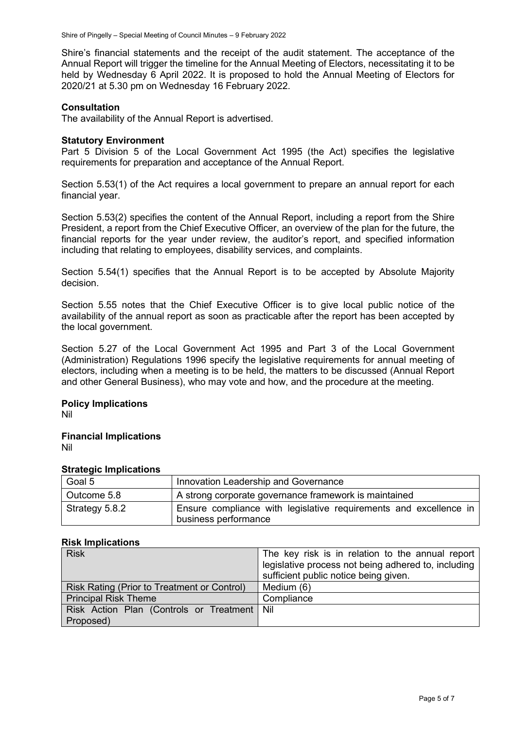Shire's financial statements and the receipt of the audit statement. The acceptance of the Annual Report will trigger the timeline for the Annual Meeting of Electors, necessitating it to be held by Wednesday 6 April 2022. It is proposed to hold the Annual Meeting of Electors for 2020/21 at 5.30 pm on Wednesday 16 February 2022.

**Consultation**

The availability of the Annual Report is advertised.

**Statutory Environment**

Part 5 Division 5 of the Local Government Act 1995 (the Act) specifies the legislative requirements for preparation and acceptance of the Annual Report.

Section 5.53(1) of the Act requires a local government to prepare an annual report for each financial year.

Section 5.53(2) specifies the content of the Annual Report, including a report from the Shire President, a report from the Chief Executive Officer, an overview of the plan for the future, the financial reports for the year under review, the auditor's report, and specified information including that relating to employees, disability services, and complaints.

Section 5.54(1) specifies that the Annual Report is to be accepted by Absolute Majority decision.

Section 5.55 notes that the Chief Executive Officer is to give local public notice of the availability of the annual report as soon as practicable after the report has been accepted by the local government.

Section 5.27 of the Local Government Act 1995 and Part 3 of the Local Government (Administration) Regulations 1996 specify the legislative requirements for annual meeting of electors, including when a meeting is to be held, the matters to be discussed (Annual Report and other General Business), who may vote and how, and the procedure at the meeting.

**Policy Implications**

Nil

**Financial Implications**

Nil

**Strategic Implications**

| Goal 5 | Innovation Leadership and Governance |
|---|---|
| Outcome 5.8 | A strong corporate governance framework is maintained |
| Strategy 5.8.2 | Ensure compliance with legislative requirements and excellence in business performance |

**Risk Implications**

| Risk | The key risk is in relation to the annual report legislative process not being adhered to, including sufficient public notice being given. |
|---|---|
| Risk Rating (Prior to Treatment or Control) | Medium (6) |
| Principal Risk Theme | Compliance |
| Risk Action Plan (Controls or Treatment Proposed) | Nil |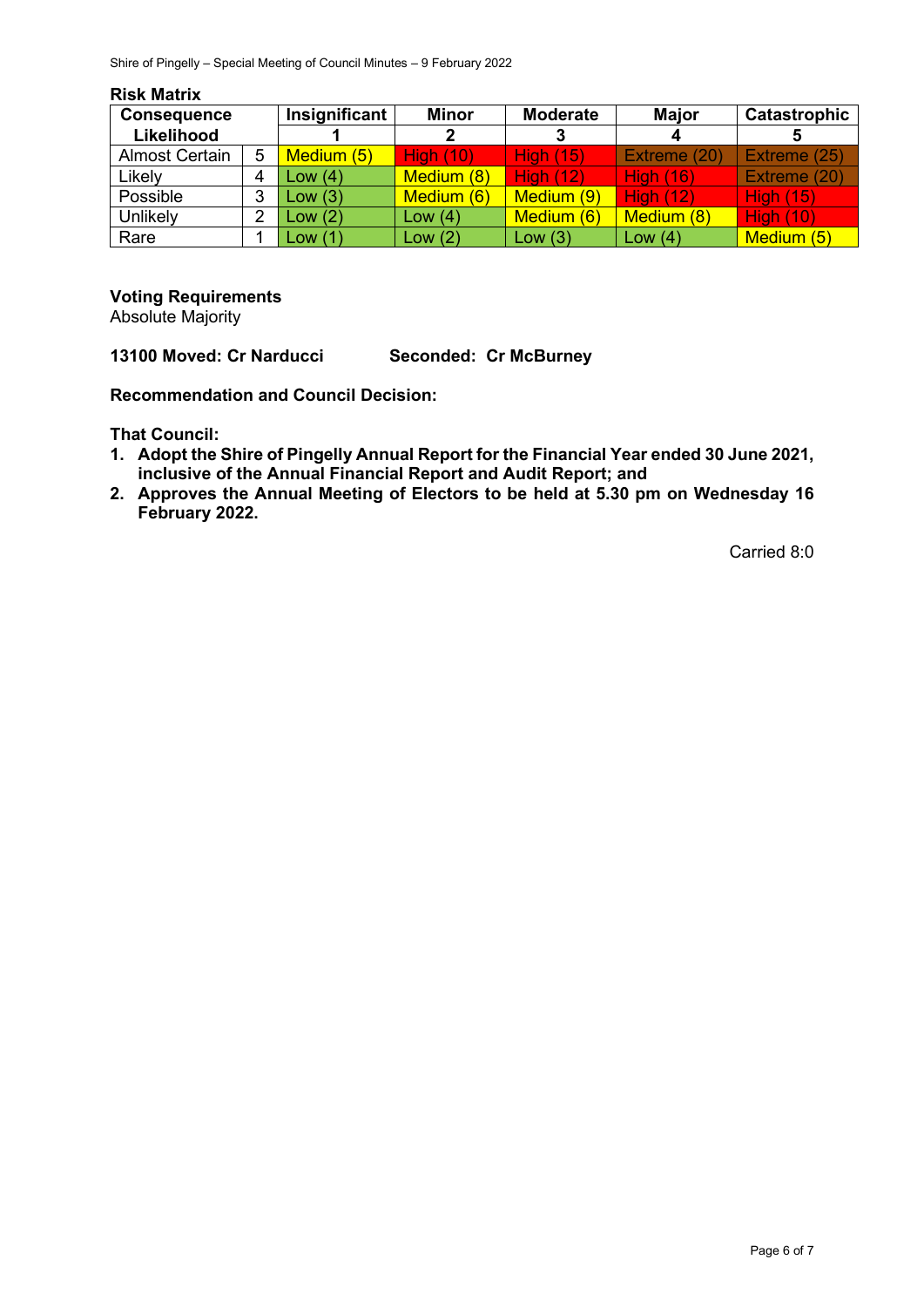**Risk Matrix**

| Consequence | | Insignificant | Minor | Moderate | Major | Catastrophic |
|---|---|---|---|---|---|---|
| Likelihood | | 1 | 2 | 3 | 4 | 5 |
| Almost Certain | 5 | Medium (5) | High (10) | High (15) | Extreme (20) | Extreme (25) |
| Likely | 4 | Low (4) | Medium (8) | High (12) | High (16) | Extreme (20) |
| Possible | 3 | Low (3) | Medium (6) | Medium (9) | High (12) | High (15) |
| Unlikely | 2 | Low (2) | Low (4) | Medium (6) | Medium (8) | High (10) |
| Rare | 1 | Low (1) | Low (2) | Low (3) | Low (4) | Medium (5) |

**Voting Requirements**
Absolute Majority

**13100 Moved: Cr Narducci Seconded: Cr McBurney**

**Recommendation and Council Decision:**

**That Council:**

1. **Adopt the Shire of Pingelly Annual Report for the Financial Year ended 30 June 2021, inclusive of the Annual Financial Report and Audit Report; and**
2. **Approves the Annual Meeting of Electors to be held at 5.30 pm on Wednesday 16 February 2022.**

Carried 8:0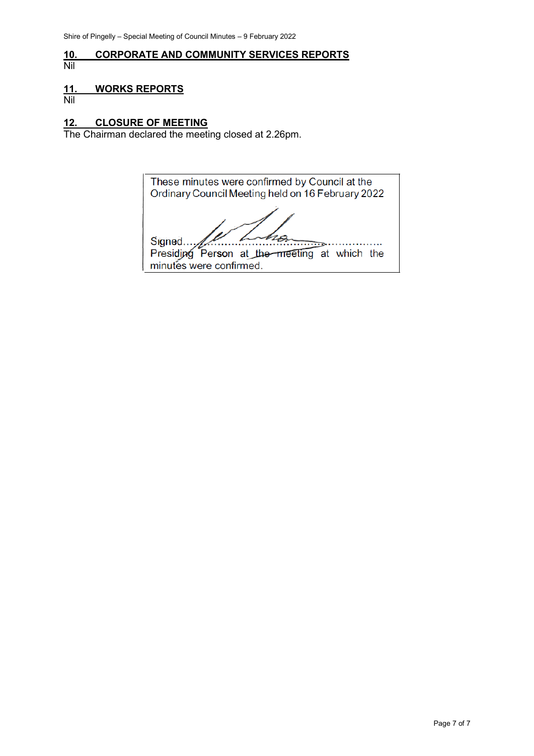## 10. CORPORATE AND COMMUNITY SERVICES REPORTS

Nil

## 11. WORKS REPORTS

Nil

## 12. CLOSURE OF MEETING

The Chairman declared the meeting closed at 2.26pm.

These minutes were confirmed by Council at the Ordinary Council Meeting held on 16 February 2022

Signed.................................................................

Presiding Person at the meeting at which the minutes were confirmed.